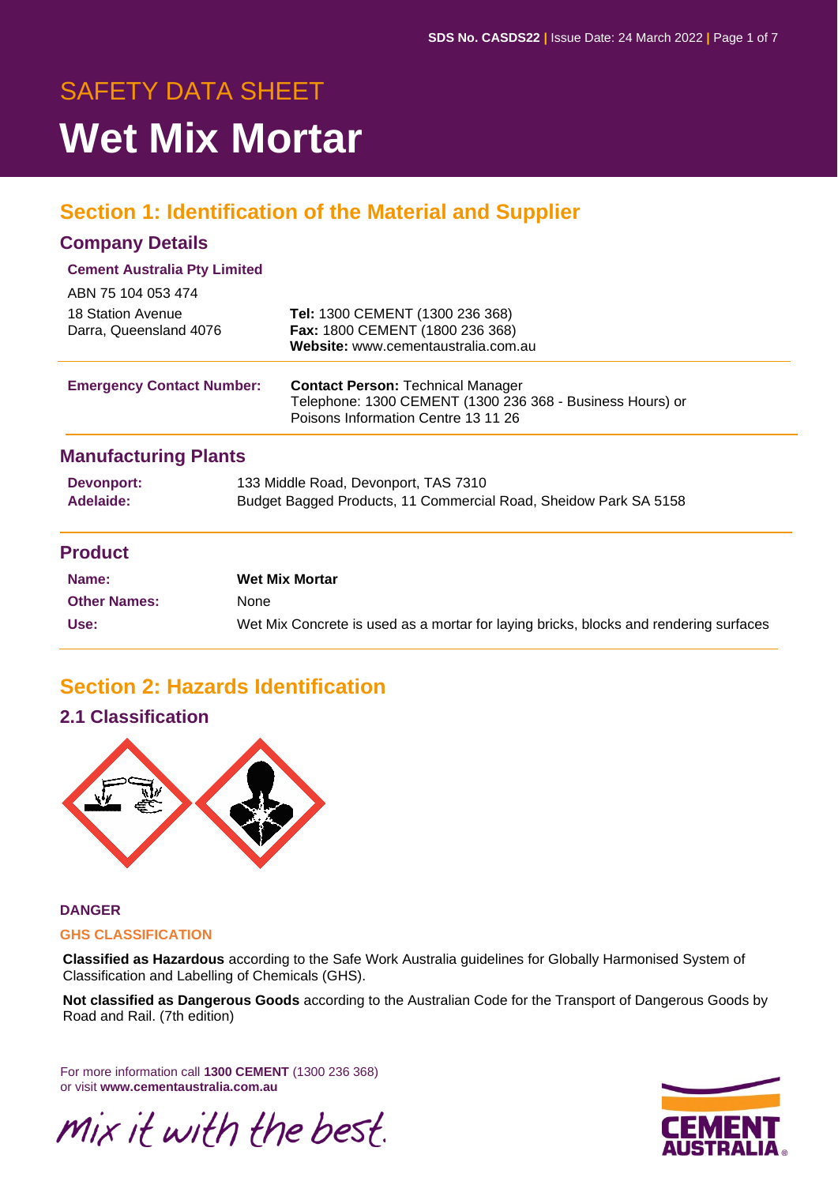# SAFETY DATA SHEET

# Wet Mix Mortar

## Section 1: Identification of the Material and Supplier

### Company Details

**Cement Australia Pty Limited**

ABN 75 104 053 474

18 Station Avenue
Darra, Queensland 4076

**Tel:** 1300 CEMENT (1300 236 368)
**Fax:** 1800 CEMENT (1800 236 368)
**Website:** www.cementaustralia.com.au

**Emergency Contact Number:** **Contact Person:** Technical Manager
Telephone: 1300 CEMENT (1300 236 368 - Business Hours) or
Poisons Information Centre 13 11 26

### Manufacturing Plants

| | |
|---|---|
| **Devonport:** | 133 Middle Road, Devonport, TAS 7310 |
| **Adelaide:** | Budget Bagged Products, 11 Commercial Road, Sheidow Park SA 5158 |

### Product

| | |
|---|---|
| **Name:** | **Wet Mix Mortar** |
| **Other Names:** | None |
| **Use:** | Wet Mix Concrete is used as a mortar for laying bricks, blocks and rendering surfaces |

## Section 2: Hazards Identification

### 2.1 Classification

**DANGER**

**GHS CLASSIFICATION**

**Classified as Hazardous** according to the Safe Work Australia guidelines for Globally Harmonised System of Classification and Labelling of Chemicals (GHS).

**Not classified as Dangerous Goods** according to the Australian Code for the Transport of Dangerous Goods by Road and Rail. (7th edition)

For more information call **1300 CEMENT** (1300 236 368)
or visit **www.cementaustralia.com.au**

*mix it with the best.*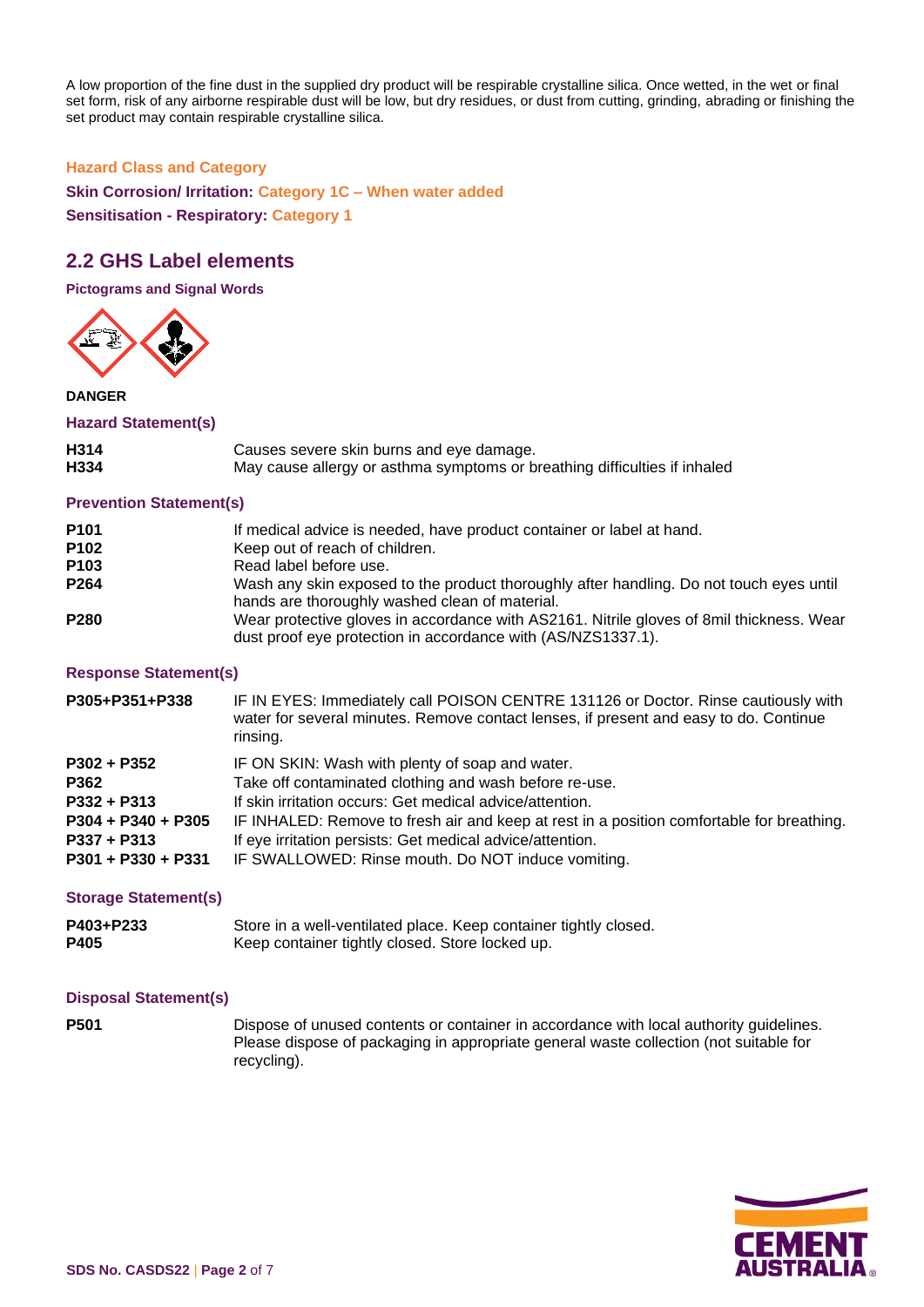A low proportion of the fine dust in the supplied dry product will be respirable crystalline silica. Once wetted, in the wet or final set form, risk of any airborne respirable dust will be low, but dry residues, or dust from cutting, grinding, abrading or finishing the set product may contain respirable crystalline silica.

**Hazard Class and Category**

**Skin Corrosion/ Irritation:** **Category 1C – When water added**

**Sensitisation - Respiratory:** **Category 1**

## 2.2 GHS Label elements

**Pictograms and Signal Words**

**DANGER**

**Hazard Statement(s)**

| | |
|---|---|
| **H314** | Causes severe skin burns and eye damage. |
| **H334** | May cause allergy or asthma symptoms or breathing difficulties if inhaled |

**Prevention Statement(s)**

| | |
|---|---|
| **P101** | If medical advice is needed, have product container or label at hand. |
| **P102** | Keep out of reach of children. |
| **P103** | Read label before use. |
| **P264** | Wash any skin exposed to the product thoroughly after handling. Do not touch eyes until hands are thoroughly washed clean of material. |
| **P280** | Wear protective gloves in accordance with AS2161. Nitrile gloves of 8mil thickness. Wear dust proof eye protection in accordance with (AS/NZS1337.1). |

**Response Statement(s)**

| | |
|---|---|
| **P305+P351+P338** | IF IN EYES: Immediately call POISON CENTRE 131126 or Doctor. Rinse cautiously with water for several minutes. Remove contact lenses, if present and easy to do. Continue rinsing. |
| **P302 + P352** | IF ON SKIN: Wash with plenty of soap and water. |
| **P362** | Take off contaminated clothing and wash before re-use. |
| **P332 + P313** | If skin irritation occurs: Get medical advice/attention. |
| **P304 + P340 + P305** | IF INHALED: Remove to fresh air and keep at rest in a position comfortable for breathing. |
| **P337 + P313** | If eye irritation persists: Get medical advice/attention. |
| **P301 + P330 + P331** | IF SWALLOWED: Rinse mouth. Do NOT induce vomiting. |

**Storage Statement(s)**

| | |
|---|---|
| **P403+P233** | Store in a well-ventilated place. Keep container tightly closed. |
| **P405** | Keep container tightly closed. Store locked up. |

**Disposal Statement(s)**

| | |
|---|---|
| **P501** | Dispose of unused contents or container in accordance with local authority guidelines. Please dispose of packaging in appropriate general waste collection (not suitable for recycling). |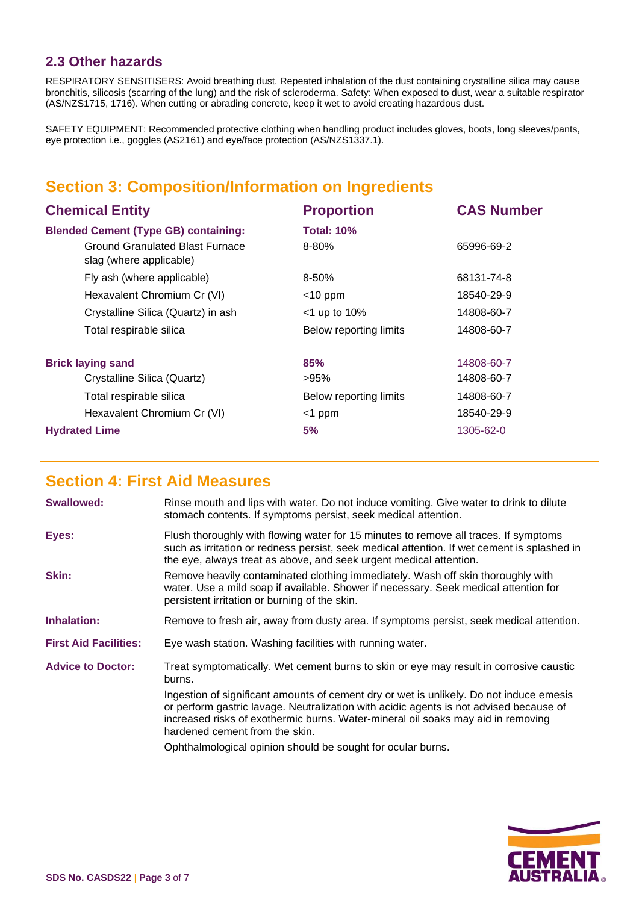## 2.3 Other hazards

RESPIRATORY SENSITISERS: Avoid breathing dust. Repeated inhalation of the dust containing crystalline silica may cause bronchitis, silicosis (scarring of the lung) and the risk of scleroderma. Safety: When exposed to dust, wear a suitable respirator (AS/NZS1715, 1716). When cutting or abrading concrete, keep it wet to avoid creating hazardous dust.

SAFETY EQUIPMENT: Recommended protective clothing when handling product includes gloves, boots, long sleeves/pants, eye protection i.e., goggles (AS2161) and eye/face protection (AS/NZS1337.1).

# Section 3: Composition/Information on Ingredients

| Chemical Entity | Proportion | CAS Number |
|---|---|---|
| **Blended Cement (Type GB) containing:** | **Total: 10%** | |
| Ground Granulated Blast Furnace slag (where applicable) | 8-80% | 65996-69-2 |
| Fly ash (where applicable) | 8-50% | 68131-74-8 |
| Hexavalent Chromium Cr (VI) | <10 ppm | 18540-29-9 |
| Crystalline Silica (Quartz) in ash | <1 up to 10% | 14808-60-7 |
| Total respirable silica | Below reporting limits | 14808-60-7 |
| **Brick laying sand** | **85%** | 14808-60-7 |
| Crystalline Silica (Quartz) | >95% | 14808-60-7 |
| Total respirable silica | Below reporting limits | 14808-60-7 |
| Hexavalent Chromium Cr (VI) | <1 ppm | 18540-29-9 |
| **Hydrated Lime** | **5%** | 1305-62-0 |

# Section 4: First Aid Measures

**Swallowed:** Rinse mouth and lips with water. Do not induce vomiting. Give water to drink to dilute stomach contents. If symptoms persist, seek medical attention.

**Eyes:** Flush thoroughly with flowing water for 15 minutes to remove all traces. If symptoms such as irritation or redness persist, seek medical attention. If wet cement is splashed in the eye, always treat as above, and seek urgent medical attention.

**Skin:** Remove heavily contaminated clothing immediately. Wash off skin thoroughly with water. Use a mild soap if available. Shower if necessary. Seek medical attention for persistent irritation or burning of the skin.

**Inhalation:** Remove to fresh air, away from dusty area. If symptoms persist, seek medical attention.

**First Aid Facilities:** Eye wash station. Washing facilities with running water.

**Advice to Doctor:** Treat symptomatically. Wet cement burns to skin or eye may result in corrosive caustic burns.

Ingestion of significant amounts of cement dry or wet is unlikely. Do not induce emesis or perform gastric lavage. Neutralization with acidic agents is not advised because of increased risks of exothermic burns. Water-mineral oil soaks may aid in removing hardened cement from the skin.

Ophthalmological opinion should be sought for ocular burns.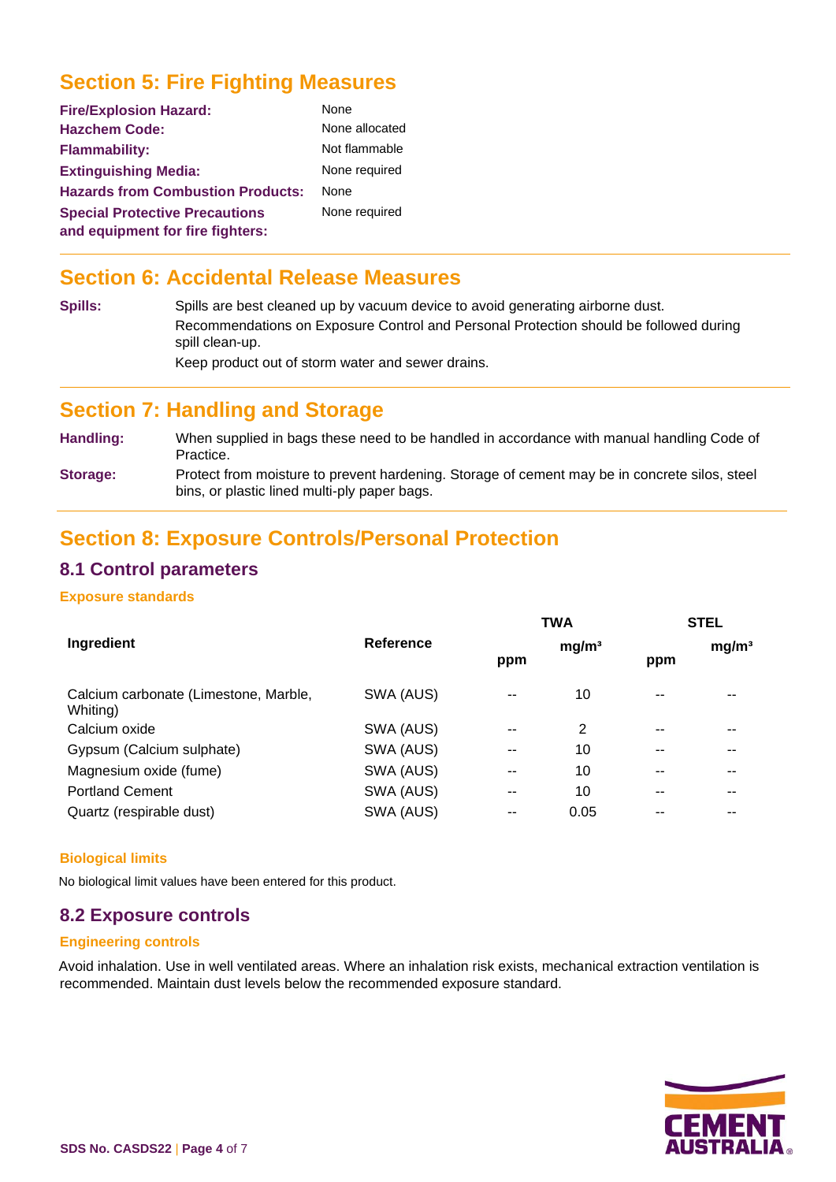## Section 5: Fire Fighting Measures

**Fire/Explosion Hazard:** None

**Hazchem Code:** None allocated

**Flammability:** Not flammable

**Extinguishing Media:** None required

**Hazards from Combustion Products:** None

**Special Protective Precautions and equipment for fire fighters:** None required

## Section 6: Accidental Release Measures

**Spills:** Spills are best cleaned up by vacuum device to avoid generating airborne dust.

Recommendations on Exposure Control and Personal Protection should be followed during spill clean-up.

Keep product out of storm water and sewer drains.

## Section 7: Handling and Storage

**Handling:** When supplied in bags these need to be handled in accordance with manual handling Code of Practice.

**Storage:** Protect from moisture to prevent hardening. Storage of cement may be in concrete silos, steel bins, or plastic lined multi-ply paper bags.

## Section 8: Exposure Controls/Personal Protection

### 8.1 Control parameters

**Exposure standards**

| Ingredient | Reference | TWA | | STEL | |
|---|---|---|---|---|---|
| | | ppm | $mg/m^3$ | ppm | $mg/m^3$ |
| Calcium carbonate (Limestone, Marble, Whiting) | SWA (AUS) | -- | 10 | -- | -- |
| Calcium oxide | SWA (AUS) | -- | 2 | -- | -- |
| Gypsum (Calcium sulphate) | SWA (AUS) | -- | 10 | -- | -- |
| Magnesium oxide (fume) | SWA (AUS) | -- | 10 | -- | -- |
| Portland Cement | SWA (AUS) | -- | 10 | -- | -- |
| Quartz (respirable dust) | SWA (AUS) | -- | 0.05 | -- | -- |

**Biological limits**

No biological limit values have been entered for this product.

### 8.2 Exposure controls

**Engineering controls**

Avoid inhalation. Use in well ventilated areas. Where an inhalation risk exists, mechanical extraction ventilation is recommended. Maintain dust levels below the recommended exposure standard.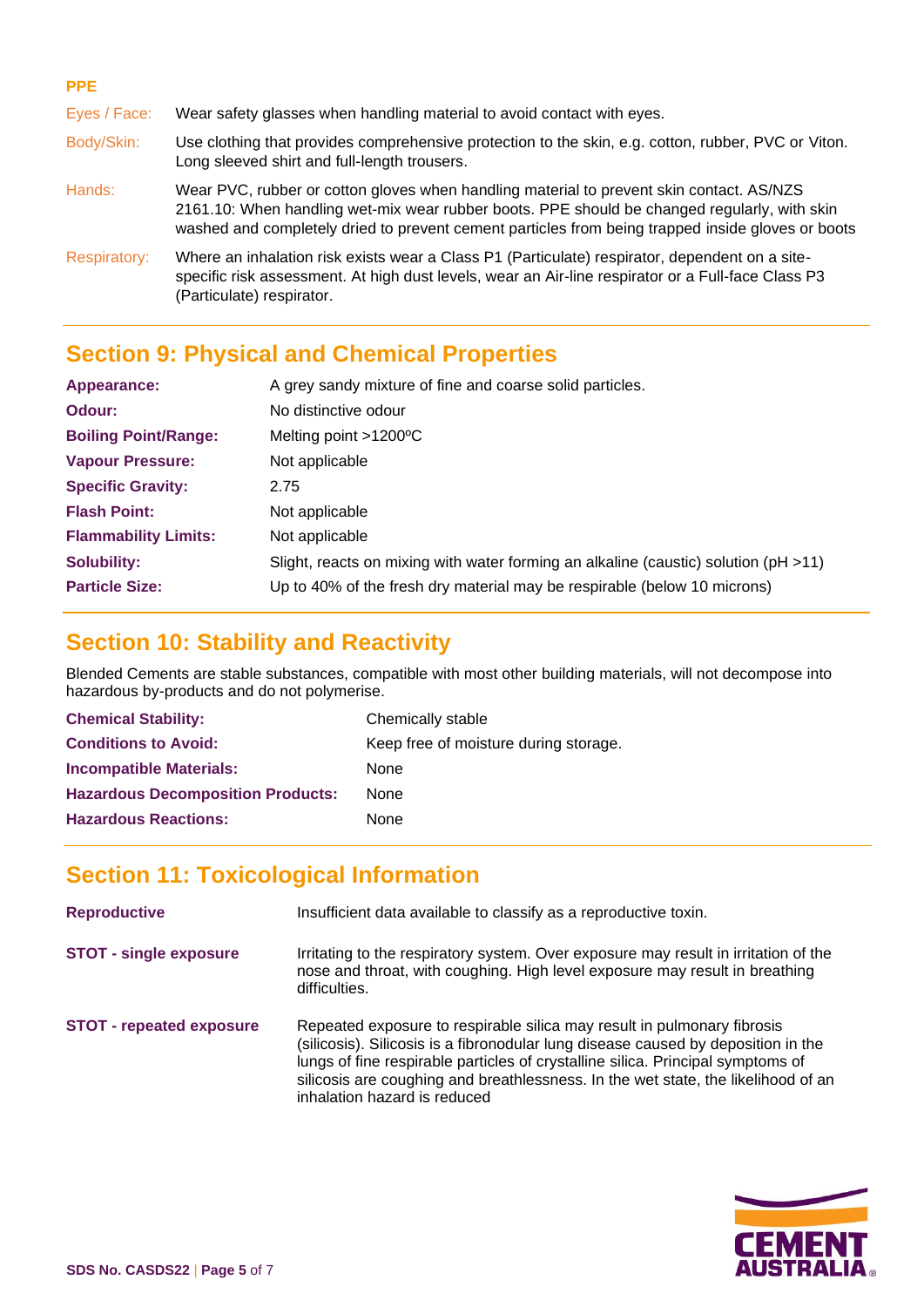**PPE**

| | |
|---|---|
| Eyes / Face: | Wear safety glasses when handling material to avoid contact with eyes. |
| Body/Skin: | Use clothing that provides comprehensive protection to the skin, e.g. cotton, rubber, PVC or Viton. Long sleeved shirt and full-length trousers. |
| Hands: | Wear PVC, rubber or cotton gloves when handling material to prevent skin contact. AS/NZS 2161.10: When handling wet-mix wear rubber boots. PPE should be changed regularly, with skin washed and completely dried to prevent cement particles from being trapped inside gloves or boots |
| Respiratory: | Where an inhalation risk exists wear a Class P1 (Particulate) respirator, dependent on a site-specific risk assessment. At high dust levels, wear an Air-line respirator or a Full-face Class P3 (Particulate) respirator. |

## Section 9: Physical and Chemical Properties

| | |
|---|---|
| **Appearance:** | A grey sandy mixture of fine and coarse solid particles. |
| **Odour:** | No distinctive odour |
| **Boiling Point/Range:** | Melting point >1200ºC |
| **Vapour Pressure:** | Not applicable |
| **Specific Gravity:** | 2.75 |
| **Flash Point:** | Not applicable |
| **Flammability Limits:** | Not applicable |
| **Solubility:** | Slight, reacts on mixing with water forming an alkaline (caustic) solution (pH >11) |
| **Particle Size:** | Up to 40% of the fresh dry material may be respirable (below 10 microns) |

## Section 10: Stability and Reactivity

Blended Cements are stable substances, compatible with most other building materials, will not decompose into hazardous by-products and do not polymerise.

| | |
|---|---|
| **Chemical Stability:** | Chemically stable |
| **Conditions to Avoid:** | Keep free of moisture during storage. |
| **Incompatible Materials:** | None |
| **Hazardous Decomposition Products:** | None |
| **Hazardous Reactions:** | None |

## Section 11: Toxicological Information

| | |
|---|---|
| **Reproductive** | Insufficient data available to classify as a reproductive toxin. |
| **STOT - single exposure** | Irritating to the respiratory system. Over exposure may result in irritation of the nose and throat, with coughing. High level exposure may result in breathing difficulties. |
| **STOT - repeated exposure** | Repeated exposure to respirable silica may result in pulmonary fibrosis (silicosis). Silicosis is a fibronodular lung disease caused by deposition in the lungs of fine respirable particles of crystalline silica. Principal symptoms of silicosis are coughing and breathlessness. In the wet state, the likelihood of an inhalation hazard is reduced |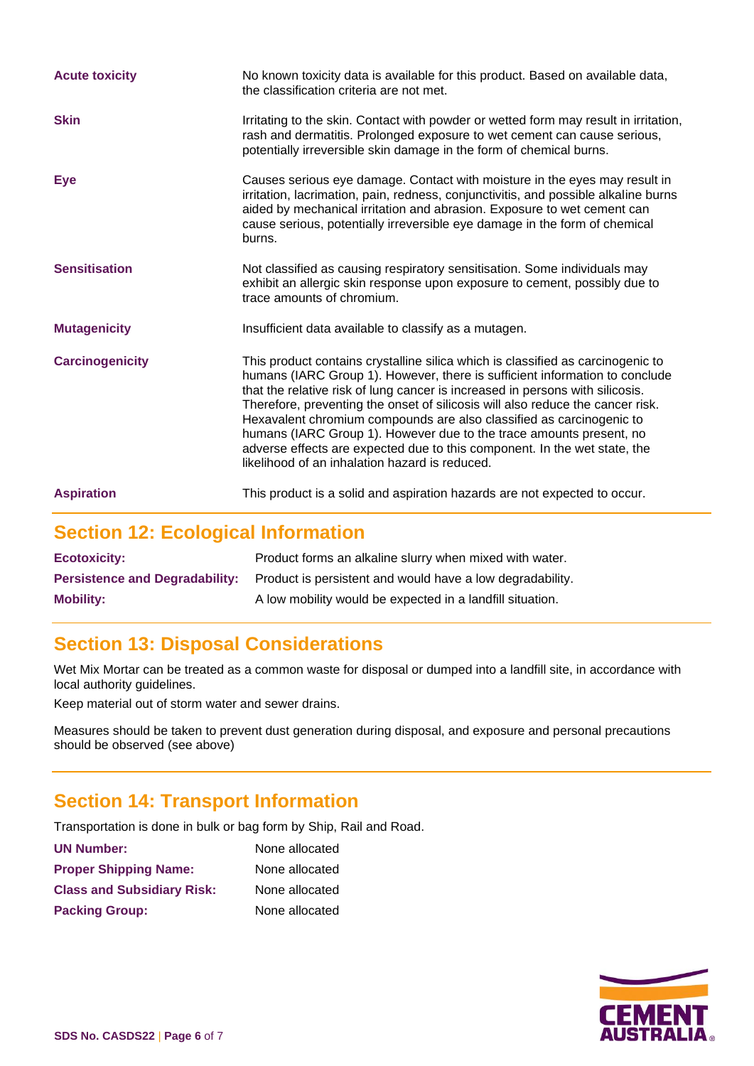| | |
|---|---|
| **Acute toxicity** | No known toxicity data is available for this product. Based on available data, the classification criteria are not met. |
| **Skin** | Irritating to the skin. Contact with powder or wetted form may result in irritation, rash and dermatitis. Prolonged exposure to wet cement can cause serious, potentially irreversible skin damage in the form of chemical burns. |
| **Eye** | Causes serious eye damage. Contact with moisture in the eyes may result in irritation, lacrimation, pain, redness, conjunctivitis, and possible alkaline burns aided by mechanical irritation and abrasion. Exposure to wet cement can cause serious, potentially irreversible eye damage in the form of chemical burns. |
| **Sensitisation** | Not classified as causing respiratory sensitisation. Some individuals may exhibit an allergic skin response upon exposure to cement, possibly due to trace amounts of chromium. |
| **Mutagenicity** | Insufficient data available to classify as a mutagen. |
| **Carcinogenicity** | This product contains crystalline silica which is classified as carcinogenic to humans (IARC Group 1). However, there is sufficient information to conclude that the relative risk of lung cancer is increased in persons with silicosis. Therefore, preventing the onset of silicosis will also reduce the cancer risk. Hexavalent chromium compounds are also classified as carcinogenic to humans (IARC Group 1). However due to the trace amounts present, no adverse effects are expected due to this component. In the wet state, the likelihood of an inhalation hazard is reduced. |
| **Aspiration** | This product is a solid and aspiration hazards are not expected to occur. |

## Section 12: Ecological Information

| | |
|---|---|
| **Ecotoxicity:** | Product forms an alkaline slurry when mixed with water. |
| **Persistence and Degradability:** | Product is persistent and would have a low degradability. |
| **Mobility:** | A low mobility would be expected in a landfill situation. |

## Section 13: Disposal Considerations

Wet Mix Mortar can be treated as a common waste for disposal or dumped into a landfill site, in accordance with local authority guidelines.

Keep material out of storm water and sewer drains.

Measures should be taken to prevent dust generation during disposal, and exposure and personal precautions should be observed (see above)

## Section 14: Transport Information

Transportation is done in bulk or bag form by Ship, Rail and Road.

| | |
|---|---|
| **UN Number:** | None allocated |
| **Proper Shipping Name:** | None allocated |
| **Class and Subsidiary Risk:** | None allocated |
| **Packing Group:** | None allocated |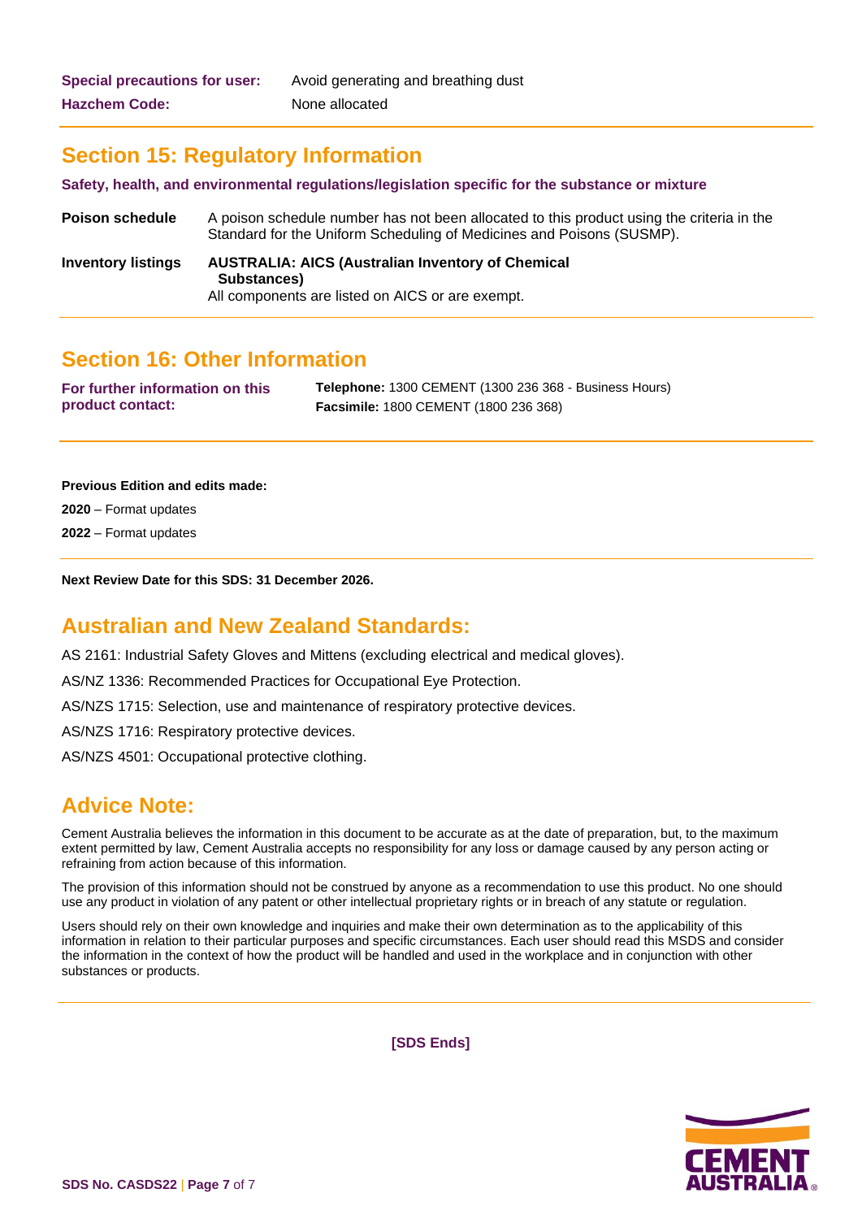**Special precautions for user:** Avoid generating and breathing dust

**Hazchem Code:** None allocated

## Section 15: Regulatory Information

**Safety, health, and environmental regulations/legislation specific for the substance or mixture**

| | |
|---|---|
| **Poison schedule** | A poison schedule number has not been allocated to this product using the criteria in the Standard for the Uniform Scheduling of Medicines and Poisons (SUSMP). |
| **Inventory listings** | **AUSTRALIA: AICS (Australian Inventory of Chemical Substances)**<br>All components are listed on AICS or are exempt. |

## Section 16: Other Information

**For further information on this product contact:**

**Telephone:** 1300 CEMENT (1300 236 368 - Business Hours)
**Facsimile:** 1800 CEMENT (1800 236 368)

**Previous Edition and edits made:**

**2020** – Format updates

**2022** – Format updates

**Next Review Date for this SDS: 31 December 2026.**

## Australian and New Zealand Standards:

AS 2161: Industrial Safety Gloves and Mittens (excluding electrical and medical gloves).

AS/NZ 1336: Recommended Practices for Occupational Eye Protection.

AS/NZS 1715: Selection, use and maintenance of respiratory protective devices.

AS/NZS 1716: Respiratory protective devices.

AS/NZS 4501: Occupational protective clothing.

## Advice Note:

Cement Australia believes the information in this document to be accurate as at the date of preparation, but, to the maximum extent permitted by law, Cement Australia accepts no responsibility for any loss or damage caused by any person acting or refraining from action because of this information.

The provision of this information should not be construed by anyone as a recommendation to use this product. No one should use any product in violation of any patent or other intellectual proprietary rights or in breach of any statute or regulation.

Users should rely on their own knowledge and inquiries and make their own determination as to the applicability of this information in relation to their particular purposes and specific circumstances. Each user should read this MSDS and consider the information in the context of how the product will be handled and used in the workplace and in conjunction with other substances or products.

**[SDS Ends]**